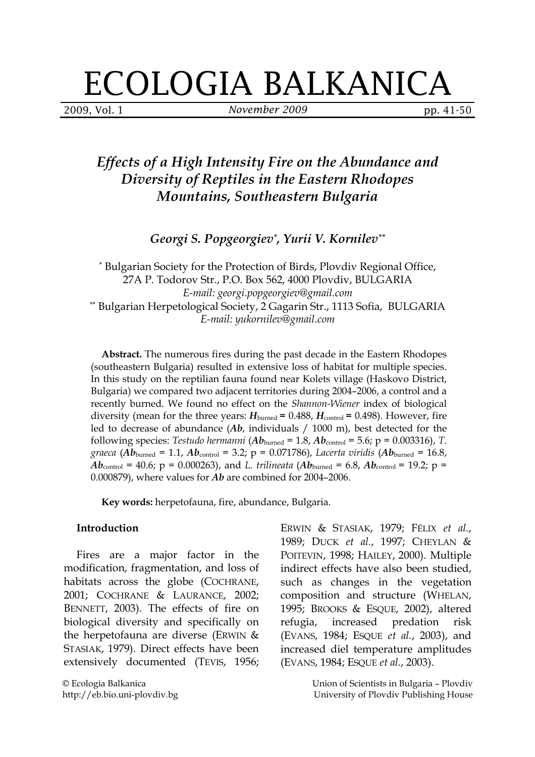# ECOLOGIA BALKANICA

2009, Vol. 1 November 2009 pp. 41-50

## *Effects of a High Intensity Fire on the Abundance and Diversity of Reptiles in the Eastern Rhodopes Mountains, Southeastern Bulgaria*

***Georgi S. Popgeorgiev*[*], *Yurii V. Kornilev*[**]**

[*] Bulgarian Society for the Protection of Birds, Plovdiv Regional Office, 27A P. Todorov Str., P.O. Box 562, 4000 Plovdiv, BULGARIA
*E-mail: georgi.popgeorgiev@gmail.com*
[**] Bulgarian Herpetological Society, 2 Gagarin Str., 1113 Sofia, BULGARIA
*E-mail: yukornilev@gmail.com*

**Abstract.** The numerous fires during the past decade in the Eastern Rhodopes (southeastern Bulgaria) resulted in extensive loss of habitat for multiple species. In this study on the reptilian fauna found near Kolets village (Haskovo District, Bulgaria) we compared two adjacent territories during 2004–2006, a control and a recently burned. We found no effect on the *Shannon-Wiener* index of biological diversity (mean for the three years: $\boldsymbol{H}_{\text{burned}} = 0.488$, $\boldsymbol{H}_{\text{control}} = 0.498$). However, fire led to decrease of abundance (***Ab***, individuals / 1000 m), best detected for the following species: *Testudo hermanni* ($\boldsymbol{Ab}_{\text{burned}} = 1.8$, $\boldsymbol{Ab}_{\text{control}} = 5.6$; p = 0.003316), *T. graeca* ($\boldsymbol{Ab}_{\text{burned}} = 1.1$, $\boldsymbol{Ab}_{\text{control}} = 3.2$; p = 0.071786), *Lacerta viridis* ($\boldsymbol{Ab}_{\text{burned}} = 16.8$, $\boldsymbol{Ab}_{\text{control}} = 40.6$; p = 0.000263), and *L. trilineata* ($\boldsymbol{Ab}_{\text{burned}} = 6.8$, $\boldsymbol{Ab}_{\text{control}} = 19.2$; p = 0.000879), where values for ***Ab*** are combined for 2004–2006.

**Key words:** herpetofauna, fire, abundance, Bulgaria.

### Introduction

Fires are a major factor in the modification, fragmentation, and loss of habitats across the globe (COCHRANE, 2001; COCHRANE & LAURANCE, 2002; BENNETT, 2003). The effects of fire on biological diversity and specifically on the herpetofauna are diverse (ERWIN & STASIAK, 1979). Direct effects have been extensively documented (TEVIS, 1956; ERWIN & STASIAK, 1979; FÉLIX *et al.*, 1989; DUCK *et al.*, 1997; CHEYLAN & POITEVIN, 1998; HAILEY, 2000). Multiple indirect effects have also been studied, such as changes in the vegetation composition and structure (WHELAN, 1995; BROOKS & ESQUE, 2002), altered refugia, increased predation risk (EVANS, 1984; ESQUE *et al.*, 2003), and increased diel temperature amplitudes (EVANS, 1984; ESQUE *et al.*, 2003).

© Ecologia Balkanica
http://eb.bio.uni-plovdiv.bg

Union of Scientists in Bulgaria – Plovdiv
University of Plovdiv Publishing House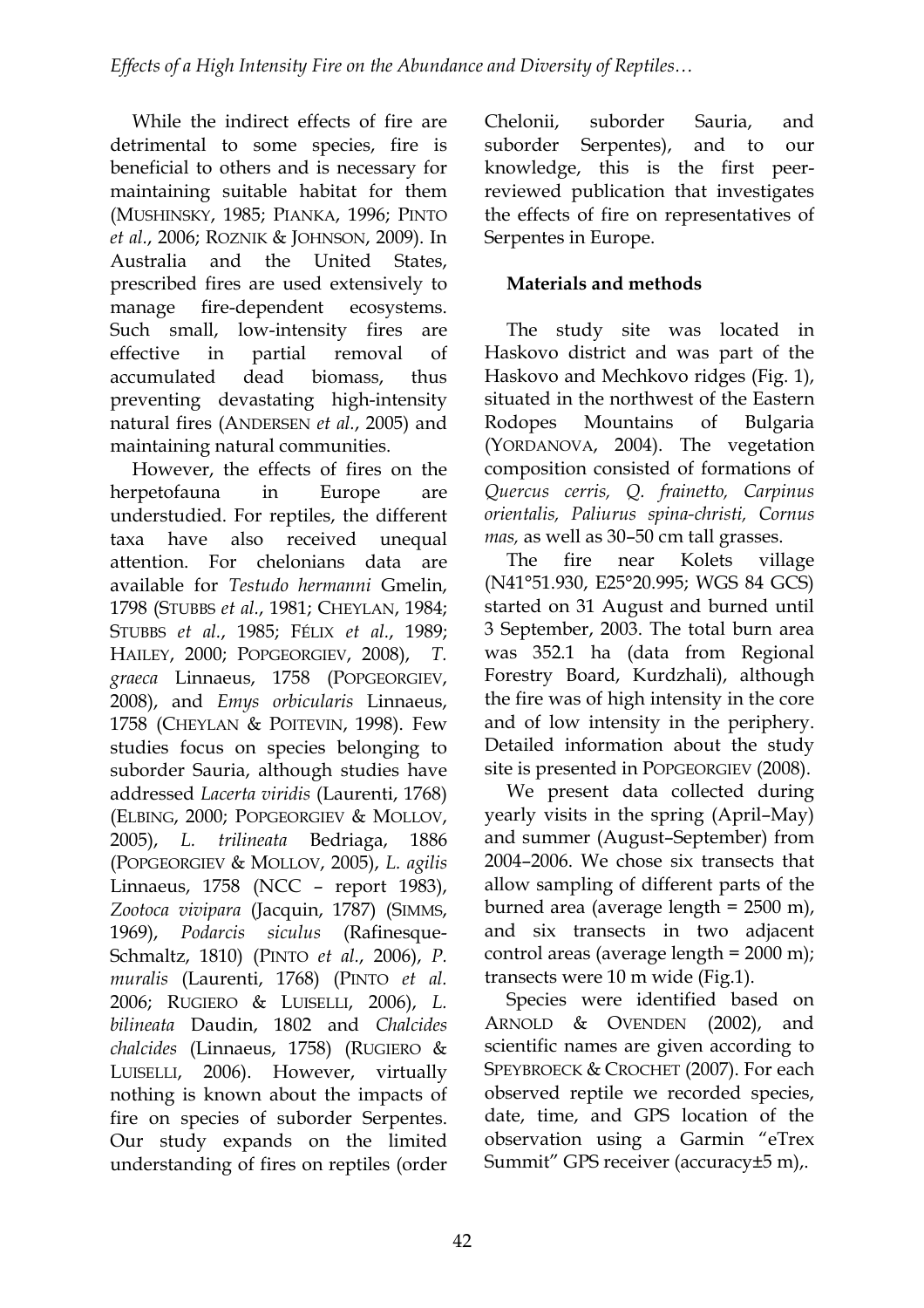While the indirect effects of fire are detrimental to some species, fire is beneficial to others and is necessary for maintaining suitable habitat for them (MUSHINSKY, 1985; PIANKA, 1996; PINTO *et al.*, 2006; ROZNIK & JOHNSON, 2009). In Australia and the United States, prescribed fires are used extensively to manage fire-dependent ecosystems. Such small, low-intensity fires are effective in partial removal of accumulated dead biomass, thus preventing devastating high-intensity natural fires (ANDERSEN *et al.*, 2005) and maintaining natural communities.

However, the effects of fires on the herpetofauna in Europe are understudied. For reptiles, the different taxa have also received unequal attention. For chelonians data are available for *Testudo hermanni* Gmelin, 1798 (STUBBS *et al.*, 1981; CHEYLAN, 1984; STUBBS *et al.*, 1985; FÉLIX *et al.*, 1989; HAILEY, 2000; POPGEORGIEV, 2008), *T. graeca* Linnaeus, 1758 (POPGEORGIEV, 2008), and *Emys orbicularis* Linnaeus, 1758 (CHEYLAN & POITEVIN, 1998). Few studies focus on species belonging to suborder Sauria, although studies have addressed *Lacerta viridis* (Laurenti, 1768) (ELBING, 2000; POPGEORGIEV & MOLLOV, 2005), *L. trilineata* Bedriaga, 1886 (POPGEORGIEV & MOLLOV, 2005), *L. agilis* Linnaeus, 1758 (NCC – report 1983), *Zootoca vivipara* (Jacquin, 1787) (SIMMS, 1969), *Podarcis siculus* (Rafinesque-Schmaltz, 1810) (PINTO *et al.*, 2006), *P. muralis* (Laurenti, 1768) (PINTO *et al.* 2006; RUGIERO & LUISELLI, 2006), *L. bilineata* Daudin, 1802 and *Chalcides chalcides* (Linnaeus, 1758) (RUGIERO & LUISELLI, 2006). However, virtually nothing is known about the impacts of fire on species of suborder Serpentes. Our study expands on the limited understanding of fires on reptiles (order Chelonii, suborder Sauria, and suborder Serpentes), and to our knowledge, this is the first peer-reviewed publication that investigates the effects of fire on representatives of Serpentes in Europe.

## Materials and methods

The study site was located in Haskovo district and was part of the Haskovo and Mechkovo ridges (Fig. 1), situated in the northwest of the Eastern Rodopes Mountains of Bulgaria (YORDANOVA, 2004). The vegetation composition consisted of formations of *Quercus cerris, Q. frainetto, Carpinus orientalis, Paliurus spina-christi, Cornus mas,* as well as 30–50 cm tall grasses.

The fire near Kolets village (N41°51.930, E25°20.995; WGS 84 GCS) started on 31 August and burned until 3 September, 2003. The total burn area was 352.1 ha (data from Regional Forestry Board, Kurdzhali), although the fire was of high intensity in the core and of low intensity in the periphery. Detailed information about the study site is presented in POPGEORGIEV (2008).

We present data collected during yearly visits in the spring (April–May) and summer (August–September) from 2004–2006. We chose six transects that allow sampling of different parts of the burned area (average length = 2500 m), and six transects in two adjacent control areas (average length = 2000 m); transects were 10 m wide (Fig.1).

Species were identified based on ARNOLD & OVENDEN (2002), and scientific names are given according to SPEYBROECK & CROCHET (2007). For each observed reptile we recorded species, date, time, and GPS location of the observation using a Garmin "eTrex Summit" GPS receiver (accuracy±5 m),.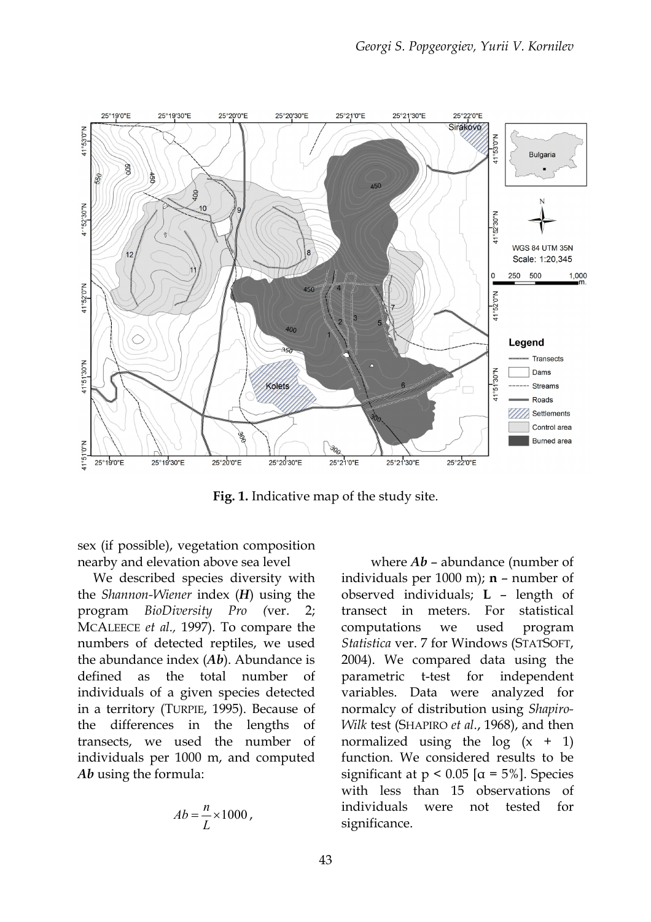Fig. 1. Indicative map of the study site.

sex (if possible), vegetation composition nearby and elevation above sea level

We described species diversity with the *Shannon-Wiener* index (***H***) using the program *BioDiversity Pro* (ver. 2; MCALEECE *et al.*, 1997). To compare the numbers of detected reptiles, we used the abundance index (***Ab***). Abundance is defined as the total number of individuals of a given species detected in a territory (TURPIE, 1995). Because of the differences in the lengths of transects, we used the number of individuals per 1000 m, and computed ***Ab*** using the formula:

$$Ab = \frac{n}{L} \times 1000,$$

where ***Ab*** – abundance (number of individuals per 1000 m); **n** – number of observed individuals; **L** – length of transect in meters. For statistical computations we used program *Statistica* ver. 7 for Windows (STATSOFT, 2004). We compared data using the parametric t-test for independent variables. Data were analyzed for normalcy of distribution using *Shapiro-Wilk* test (SHAPIRO *et al.*, 1968), and then normalized using the log (x + 1) function. We considered results to be significant at $p < 0.05$ [$\alpha = 5\%$]. Species with less than 15 observations of individuals were not tested for significance.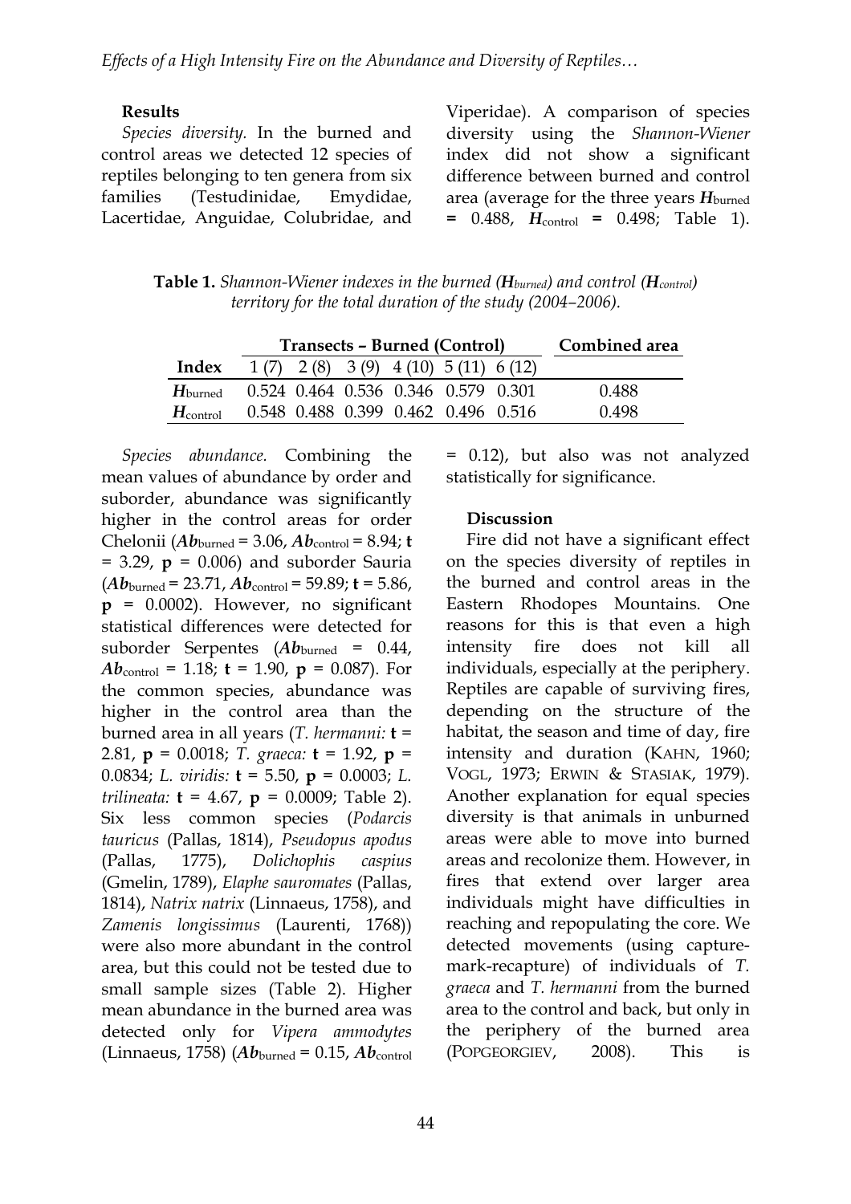### Results

*Species diversity.* In the burned and control areas we detected 12 species of reptiles belonging to ten genera from six families (Testudinidae, Emydidae, Lacertidae, Anguidae, Colubridae, and Viperidae). A comparison of species diversity using the *Shannon-Wiener* index did not show a significant difference between burned and control area (average for the three years $H_{burned}$ = 0.488, $H_{control}$ = 0.498; Table 1).

**Table 1.** *Shannon-Wiener indexes in the burned ($H_{burned}$) and control ($H_{control}$) territory for the total duration of the study (2004–2006).*

| | Transects – Burned (Control) | | | | | | Combined area |
|---|---|---|---|---|---|---|---|
| **Index** | 1 (7) | 2 (8) | 3 (9) | 4 (10) | 5 (11) | 6 (12) | |
| $H_{burned}$ | 0.524 | 0.464 | 0.536 | 0.346 | 0.579 | 0.301 | 0.488 |
| $H_{control}$ | 0.548 | 0.488 | 0.399 | 0.462 | 0.496 | 0.516 | 0.498 |

*Species abundance.* Combining the mean values of abundance by order and suborder, abundance was significantly higher in the control areas for order Chelonii ($Ab_{burned}$ = 3.06, $Ab_{control}$ = 8.94; $t$ = 3.29, $p$ = 0.006) and suborder Sauria ($Ab_{burned}$ = 23.71, $Ab_{control}$ = 59.89; $t$ = 5.86, $p$ = 0.0002). However, no significant statistical differences were detected for suborder Serpentes ($Ab_{burned}$ = 0.44, $Ab_{control}$ = 1.18; $t$ = 1.90, $p$ = 0.087). For the common species, abundance was higher in the control area than the burned area in all years (*T. hermanni:* $t$ = 2.81, $p$ = 0.0018; *T. graeca:* $t$ = 1.92, $p$ = 0.0834; *L. viridis:* $t$ = 5.50, $p$ = 0.0003; *L. trilineata:* $t$ = 4.67, $p$ = 0.0009; Table 2). Six less common species (*Podarcis tauricus* (Pallas, 1814), *Pseudopus apodus* (Pallas, 1775), *Dolichophis caspius* (Gmelin, 1789), *Elaphe sauromates* (Pallas, 1814), *Natrix natrix* (Linnaeus, 1758), and *Zamenis longissimus* (Laurenti, 1768)) were also more abundant in the control area, but this could not be tested due to small sample sizes (Table 2). Higher mean abundance in the burned area was detected only for *Vipera ammodytes* (Linnaeus, 1758) ($Ab_{burned}$ = 0.15, $Ab_{control}$ = 0.12), but also was not analyzed statistically for significance.

### Discussion

Fire did not have a significant effect on the species diversity of reptiles in the burned and control areas in the Eastern Rhodopes Mountains. One reasons for this is that even a high intensity fire does not kill all individuals, especially at the periphery. Reptiles are capable of surviving fires, depending on the structure of the habitat, the season and time of day, fire intensity and duration (Kahn, 1960; Vogl, 1973; Erwin & Stasiak, 1979). Another explanation for equal species diversity is that animals in unburned areas were able to move into burned areas and recolonize them. However, in fires that extend over larger area individuals might have difficulties in reaching and repopulating the core. We detected movements (using capture-mark-recapture) of individuals of *T. graeca* and *T. hermanni* from the burned area to the control and back, but only in the periphery of the burned area (Popgeorgiev, 2008). This is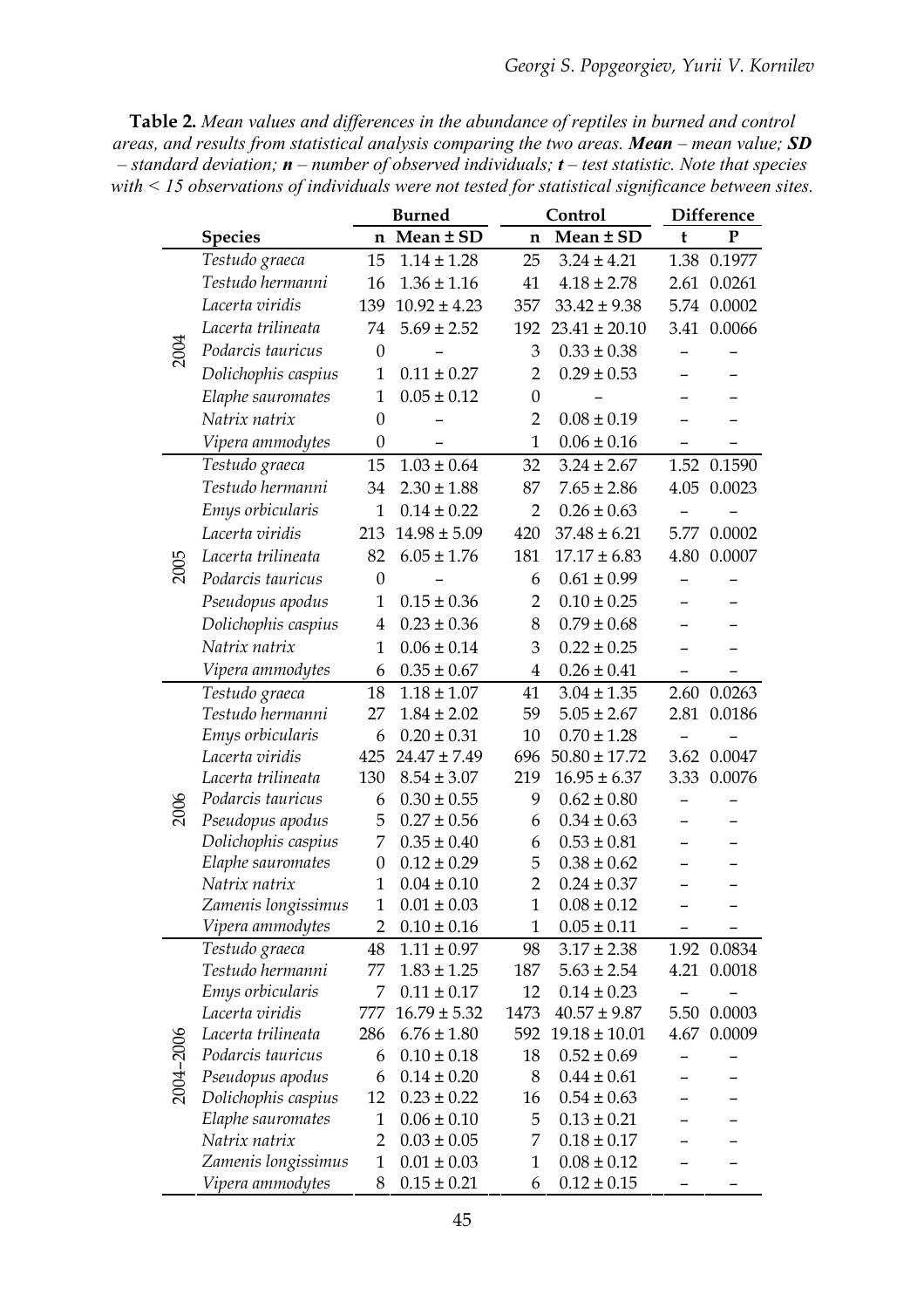**Table 2.** *Mean values and differences in the abundance of reptiles in burned and control areas, and results from statistical analysis comparing the two areas.* ***Mean*** *– mean value;* ***SD*** *– standard deviation;* ***n*** *– number of observed individuals;* ***t*** *– test statistic. Note that species with < 15 observations of individuals were not tested for statistical significance between sites.*

| | | Burned | | Control | | Difference | |
|---|---|---|---|---|---|---|---|
| | **Species** | **n** | **Mean ± SD** | **n** | **Mean ± SD** | **t** | **P** |
| 2004 | *Testudo graeca* | 15 | 1.14 ± 1.28 | 25 | 3.24 ± 4.21 | 1.38 | 0.1977 |
| | *Testudo hermanni* | 16 | 1.36 ± 1.16 | 41 | 4.18 ± 2.78 | 2.61 | 0.0261 |
| | *Lacerta viridis* | 139 | 10.92 ± 4.23 | 357 | 33.42 ± 9.38 | 5.74 | 0.0002 |
| | *Lacerta trilineata* | 74 | 5.69 ± 2.52 | 192 | 23.41 ± 20.10 | 3.41 | 0.0066 |
| | *Podarcis tauricus* | 0 | – | 3 | 0.33 ± 0.38 | – | – |
| | *Dolichophis caspius* | 1 | 0.11 ± 0.27 | 2 | 0.29 ± 0.53 | – | – |
| | *Elaphe sauromates* | 1 | 0.05 ± 0.12 | 0 | – | – | – |
| | *Natrix natrix* | 0 | – | 2 | 0.08 ± 0.19 | – | – |
| | *Vipera ammodytes* | 0 | – | 1 | 0.06 ± 0.16 | – | – |
| 2005 | *Testudo graeca* | 15 | 1.03 ± 0.64 | 32 | 3.24 ± 2.67 | 1.52 | 0.1590 |
| | *Testudo hermanni* | 34 | 2.30 ± 1.88 | 87 | 7.65 ± 2.86 | 4.05 | 0.0023 |
| | *Emys orbicularis* | 1 | 0.14 ± 0.22 | 2 | 0.26 ± 0.63 | – | – |
| | *Lacerta viridis* | 213 | 14.98 ± 5.09 | 420 | 37.48 ± 6.21 | 5.77 | 0.0002 |
| | *Lacerta trilineata* | 82 | 6.05 ± 1.76 | 181 | 17.17 ± 6.83 | 4.80 | 0.0007 |
| | *Podarcis tauricus* | 0 | – | 6 | 0.61 ± 0.99 | – | – |
| | *Pseudopus apodus* | 1 | 0.15 ± 0.36 | 2 | 0.10 ± 0.25 | – | – |
| | *Dolichophis caspius* | 4 | 0.23 ± 0.36 | 8 | 0.79 ± 0.68 | – | – |
| | *Natrix natrix* | 1 | 0.06 ± 0.14 | 3 | 0.22 ± 0.25 | – | – |
| | *Vipera ammodytes* | 6 | 0.35 ± 0.67 | 4 | 0.26 ± 0.41 | – | – |
| 2006 | *Testudo graeca* | 18 | 1.18 ± 1.07 | 41 | 3.04 ± 1.35 | 2.60 | 0.0263 |
| | *Testudo hermanni* | 27 | 1.84 ± 2.02 | 59 | 5.05 ± 2.67 | 2.81 | 0.0186 |
| | *Emys orbicularis* | 6 | 0.20 ± 0.31 | 10 | 0.70 ± 1.28 | – | – |
| | *Lacerta viridis* | 425 | 24.47 ± 7.49 | 696 | 50.80 ± 17.72 | 3.62 | 0.0047 |
| | *Lacerta trilineata* | 130 | 8.54 ± 3.07 | 219 | 16.95 ± 6.37 | 3.33 | 0.0076 |
| | *Podarcis tauricus* | 6 | 0.30 ± 0.55 | 9 | 0.62 ± 0.80 | – | – |
| | *Pseudopus apodus* | 5 | 0.27 ± 0.56 | 6 | 0.34 ± 0.63 | – | – |
| | *Dolichophis caspius* | 7 | 0.35 ± 0.40 | 6 | 0.53 ± 0.81 | – | – |
| | *Elaphe sauromates* | 0 | 0.12 ± 0.29 | 5 | 0.38 ± 0.62 | – | – |
| | *Natrix natrix* | 1 | 0.04 ± 0.10 | 2 | 0.24 ± 0.37 | – | – |
| | *Zamenis longissimus* | 1 | 0.01 ± 0.03 | 1 | 0.08 ± 0.12 | – | – |
| | *Vipera ammodytes* | 2 | 0.10 ± 0.16 | 1 | 0.05 ± 0.11 | – | – |
| 2004–2006 | *Testudo graeca* | 48 | 1.11 ± 0.97 | 98 | 3.17 ± 2.38 | 1.92 | 0.0834 |
| | *Testudo hermanni* | 77 | 1.83 ± 1.25 | 187 | 5.63 ± 2.54 | 4.21 | 0.0018 |
| | *Emys orbicularis* | 7 | 0.11 ± 0.17 | 12 | 0.14 ± 0.23 | – | – |
| | *Lacerta viridis* | 777 | 16.79 ± 5.32 | 1473 | 40.57 ± 9.87 | 5.50 | 0.0003 |
| | *Lacerta trilineata* | 286 | 6.76 ± 1.80 | 592 | 19.18 ± 10.01 | 4.67 | 0.0009 |
| | *Podarcis tauricus* | 6 | 0.10 ± 0.18 | 18 | 0.52 ± 0.69 | – | – |
| | *Pseudopus apodus* | 6 | 0.14 ± 0.20 | 8 | 0.44 ± 0.61 | – | – |
| | *Dolichophis caspius* | 12 | 0.23 ± 0.22 | 16 | 0.54 ± 0.63 | – | – |
| | *Elaphe sauromates* | 1 | 0.06 ± 0.10 | 5 | 0.13 ± 0.21 | – | – |
| | *Natrix natrix* | 2 | 0.03 ± 0.05 | 7 | 0.18 ± 0.17 | – | – |
| | *Zamenis longissimus* | 1 | 0.01 ± 0.03 | 1 | 0.08 ± 0.12 | – | – |
| | *Vipera ammodytes* | 8 | 0.15 ± 0.21 | 6 | 0.12 ± 0.15 | – | – |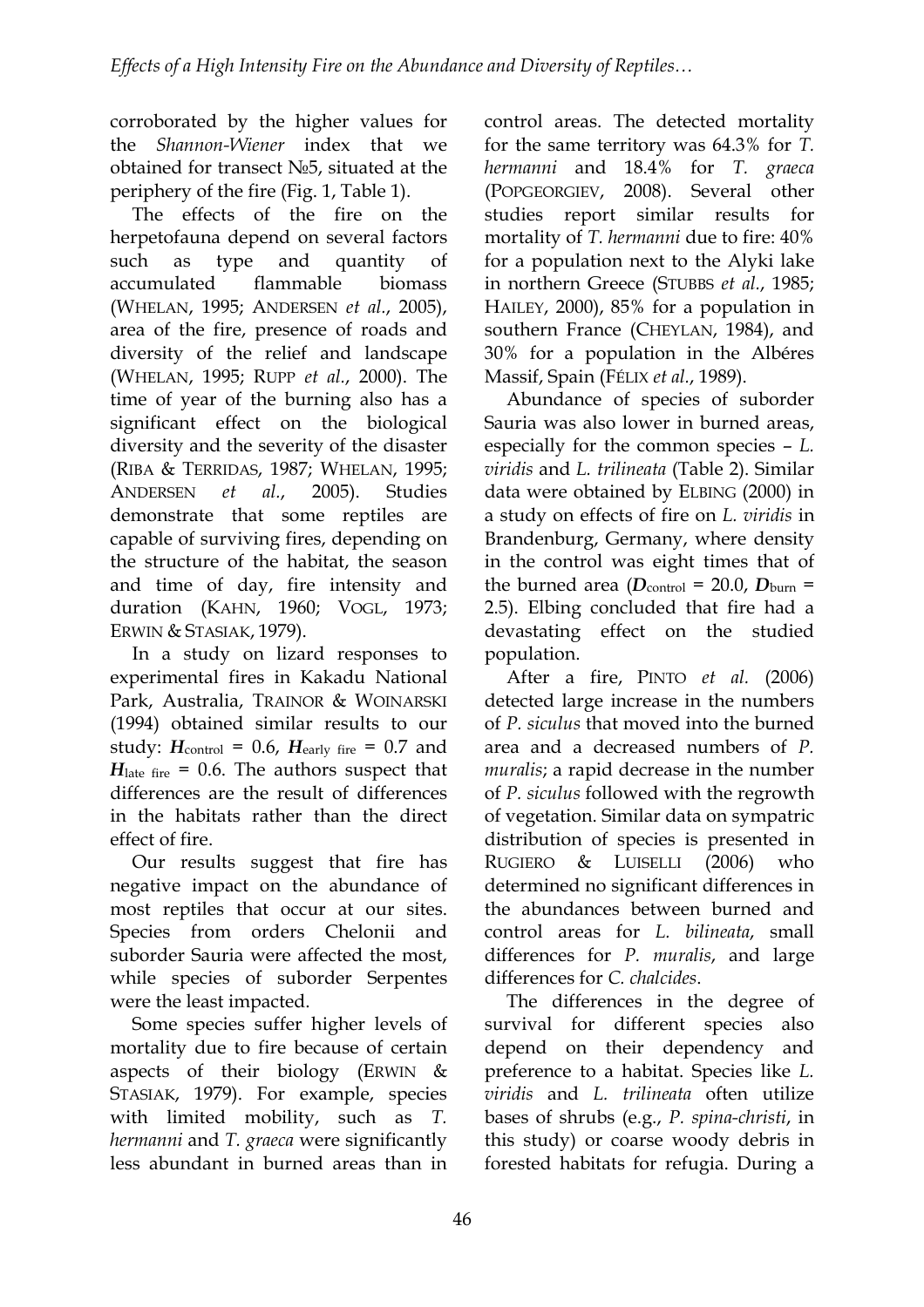corroborated by the higher values for the *Shannon-Wiener* index that we obtained for transect №5, situated at the periphery of the fire (Fig. 1, Table 1).

The effects of the fire on the herpetofauna depend on several factors such as type and quantity of accumulated flammable biomass (WHELAN, 1995; ANDERSEN *et al*., 2005), area of the fire, presence of roads and diversity of the relief and landscape (WHELAN, 1995; RUPP *et al*., 2000). The time of year of the burning also has a significant effect on the biological diversity and the severity of the disaster (RIBA & TERRIDAS, 1987; WHELAN, 1995; ANDERSEN *et al*., 2005). Studies demonstrate that some reptiles are capable of surviving fires, depending on the structure of the habitat, the season and time of day, fire intensity and duration (KAHN, 1960; VOGL, 1973; ERWIN & STASIAK, 1979).

In a study on lizard responses to experimental fires in Kakadu National Park, Australia, TRAINOR & WOINARSKI (1994) obtained similar results to our study: $\boldsymbol{H}_{\text{control}}$ = 0.6, $\boldsymbol{H}_{\text{early fire}}$ = 0.7 and $\boldsymbol{H}_{\text{late fire}}$ = 0.6. The authors suspect that differences are the result of differences in the habitats rather than the direct effect of fire.

Our results suggest that fire has negative impact on the abundance of most reptiles that occur at our sites. Species from orders Chelonii and suborder Sauria were affected the most, while species of suborder Serpentes were the least impacted.

Some species suffer higher levels of mortality due to fire because of certain aspects of their biology (ERWIN & STASIAK, 1979). For example, species with limited mobility, such as *T. hermanni* and *T. graeca* were significantly less abundant in burned areas than in control areas. The detected mortality for the same territory was 64.3% for *T. hermanni* and 18.4% for *T. graeca* (POPGEORGIEV, 2008). Several other studies report similar results for mortality of *T. hermanni* due to fire: 40% for a population next to the Alyki lake in northern Greece (STUBBS *et al*., 1985; HAILEY, 2000), 85% for a population in southern France (CHEYLAN, 1984), and 30% for a population in the Albéres Massif, Spain (FÉLIX *et al*., 1989).

Abundance of species of suborder Sauria was also lower in burned areas, especially for the common species – *L. viridis* and *L. trilineata* (Table 2). Similar data were obtained by ELBING (2000) in a study on effects of fire on *L. viridis* in Brandenburg, Germany, where density in the control was eight times that of the burned area ($\boldsymbol{D}_{\text{control}}$ = 20.0, $\boldsymbol{D}_{\text{burn}}$ = 2.5). Elbing concluded that fire had a devastating effect on the studied population.

After a fire, PINTO *et al*. (2006) detected large increase in the numbers of *P. siculus* that moved into the burned area and a decreased numbers of *P. muralis*; a rapid decrease in the number of *P. siculus* followed with the regrowth of vegetation. Similar data on sympatric distribution of species is presented in RUGIERO & LUISELLI (2006) who determined no significant differences in the abundances between burned and control areas for *L. bilineata*, small differences for *P. muralis*, and large differences for *C. chalcides*.

The differences in the degree of survival for different species also depend on their dependency and preference to a habitat. Species like *L. viridis* and *L. trilineata* often utilize bases of shrubs (e.g., *P. spina-christi*, in this study) or coarse woody debris in forested habitats for refugia. During a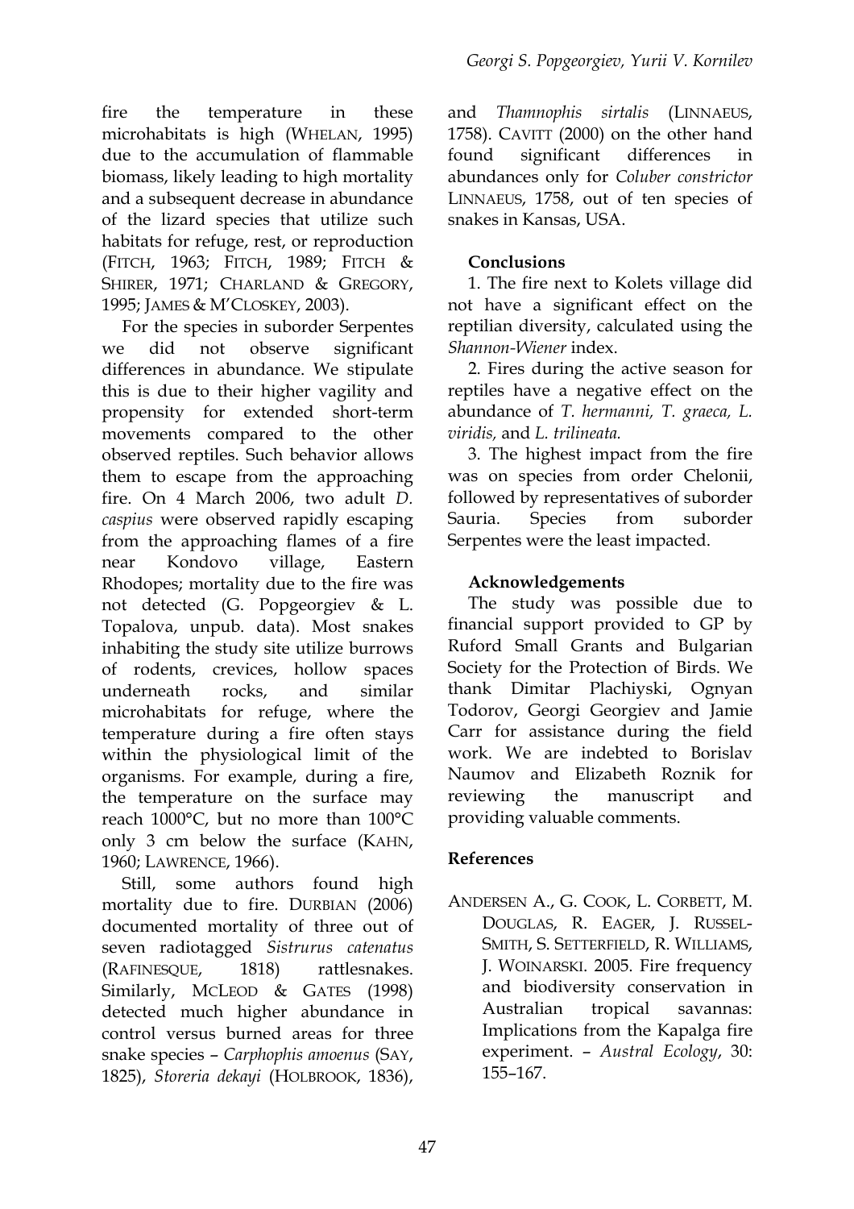fire the temperature in these microhabitats is high (WHELAN, 1995) due to the accumulation of flammable biomass, likely leading to high mortality and a subsequent decrease in abundance of the lizard species that utilize such habitats for refuge, rest, or reproduction (FITCH, 1963; FITCH, 1989; FITCH & SHIRER, 1971; CHARLAND & GREGORY, 1995; JAMES & M'CLOSKEY, 2003).

For the species in suborder Serpentes we did not observe significant differences in abundance. We stipulate this is due to their higher vagility and propensity for extended short-term movements compared to the other observed reptiles. Such behavior allows them to escape from the approaching fire. On 4 March 2006, two adult *D. caspius* were observed rapidly escaping from the approaching flames of a fire near Kondovo village, Eastern Rhodopes; mortality due to the fire was not detected (G. Popgeorgiev & L. Topalova, unpub. data). Most snakes inhabiting the study site utilize burrows of rodents, crevices, hollow spaces underneath rocks, and similar microhabitats for refuge, where the temperature during a fire often stays within the physiological limit of the organisms. For example, during a fire, the temperature on the surface may reach 1000°C, but no more than 100°C only 3 cm below the surface (KAHN, 1960; LAWRENCE, 1966).

Still, some authors found high mortality due to fire. DURBIAN (2006) documented mortality of three out of seven radiotagged *Sistrurus catenatus* (RAFINESQUE, 1818) rattlesnakes. Similarly, MCLEOD & GATES (1998) detected much higher abundance in control versus burned areas for three snake species – *Carphophis amoenus* (SAY, 1825), *Storeria dekayi* (HOLBROOK, 1836), and *Thamnophis sirtalis* (LINNAEUS, 1758). CAVITT (2000) on the other hand found significant differences in abundances only for *Coluber constrictor* LINNAEUS, 1758, out of ten species of snakes in Kansas, USA.

## Conclusions

1. The fire next to Kolets village did not have a significant effect on the reptilian diversity, calculated using the *Shannon-Wiener* index.

2. Fires during the active season for reptiles have a negative effect on the abundance of *T. hermanni, T. graeca, L. viridis,* and *L. trilineata.*

3. The highest impact from the fire was on species from order Chelonii, followed by representatives of suborder Sauria. Species from suborder Serpentes were the least impacted.

## Acknowledgements

The study was possible due to financial support provided to GP by Ruford Small Grants and Bulgarian Society for the Protection of Birds. We thank Dimitar Plachiyski, Ognyan Todorov, Georgi Georgiev and Jamie Carr for assistance during the field work. We are indebted to Borislav Naumov and Elizabeth Roznik for reviewing the manuscript and providing valuable comments.

## References

ANDERSEN A., G. COOK, L. CORBETT, M. DOUGLAS, R. EAGER, J. RUSSEL-SMITH, S. SETTERFIELD, R. WILLIAMS, J. WOINARSKI. 2005. Fire frequency and biodiversity conservation in Australian tropical savannas: Implications from the Kapalga fire experiment. – *Austral Ecology*, 30: 155–167.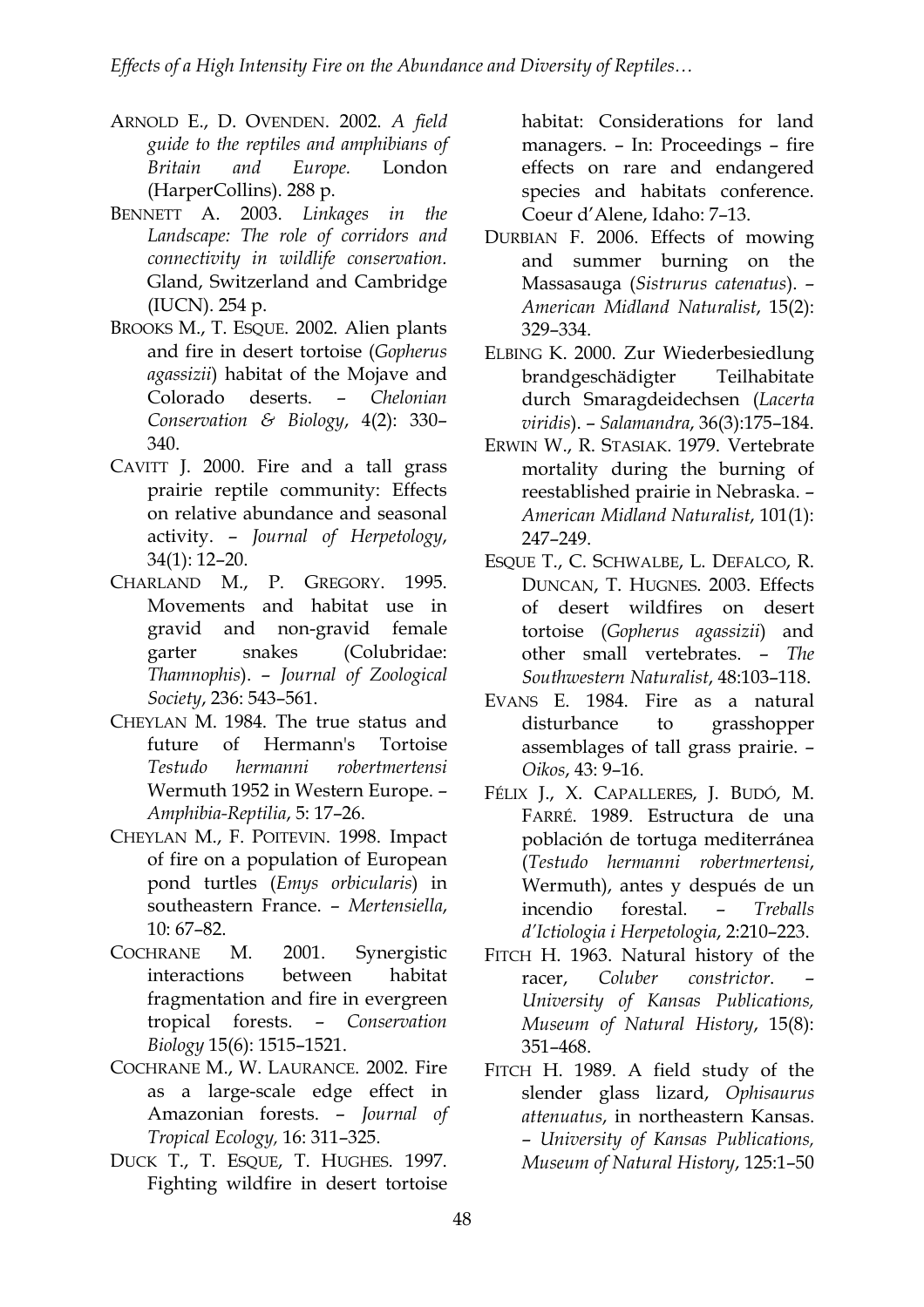ARNOLD E., D. OVENDEN. 2002. *A field guide to the reptiles and amphibians of Britain and Europe.* London (HarperCollins). 288 p.

BENNETT A. 2003. *Linkages in the Landscape: The role of corridors and connectivity in wildlife conservation.* Gland, Switzerland and Cambridge (IUCN). 254 p.

BROOKS M., T. ESQUE. 2002. Alien plants and fire in desert tortoise (*Gopherus agassizii*) habitat of the Mojave and Colorado deserts. – *Chelonian Conservation & Biology*, 4(2): 330–340.

CAVITT J. 2000. Fire and a tall grass prairie reptile community: Effects on relative abundance and seasonal activity. – *Journal of Herpetology*, 34(1): 12–20.

CHARLAND M., P. GREGORY. 1995. Movements and habitat use in gravid and non-gravid female garter snakes (Colubridae: *Thamnophis*). – *Journal of Zoological Society*, 236: 543–561.

CHEYLAN M. 1984. The true status and future of Hermann's Tortoise *Testudo hermanni robertmertensi* Wermuth 1952 in Western Europe. – *Amphibia-Reptilia*, 5: 17–26.

CHEYLAN M., F. POITEVIN. 1998. Impact of fire on a population of European pond turtles (*Emys orbicularis*) in southeastern France. – *Mertensiella*, 10: 67–82.

COCHRANE M. 2001. Synergistic interactions between habitat fragmentation and fire in evergreen tropical forests. – *Conservation Biology* 15(6): 1515–1521.

COCHRANE M., W. LAURANCE. 2002. Fire as a large-scale edge effect in Amazonian forests. – *Journal of Tropical Ecology,* 16: 311–325.

DUCK T., T. ESQUE, T. HUGHES. 1997. Fighting wildfire in desert tortoise habitat: Considerations for land managers. – In: Proceedings – fire effects on rare and endangered species and habitats conference. Coeur d'Alene, Idaho: 7–13.

DURBIAN F. 2006. Effects of mowing and summer burning on the Massasauga (*Sistrurus catenatus*). – *American Midland Naturalist*, 15(2): 329–334.

ELBING K. 2000. Zur Wiederbesiedlung brandgeschädigter Teilhabitate durch Smaragdeidechsen (*Lacerta viridis*). – *Salamandra*, 36(3):175–184.

ERWIN W., R. STASIAK. 1979. Vertebrate mortality during the burning of reestablished prairie in Nebraska. – *American Midland Naturalist*, 101(1): 247–249.

ESQUE T., C. SCHWALBE, L. DEFALCO, R. DUNCAN, T. HUGNES. 2003. Effects of desert wildfires on desert tortoise (*Gopherus agassizii*) and other small vertebrates. – *The Southwestern Naturalist*, 48:103–118.

EVANS E. 1984. Fire as a natural disturbance to grasshopper assemblages of tall grass prairie. – *Oikos*, 43: 9–16.

FÉLIX J., X. CAPALLERES, J. BUDÓ, M. FARRÉ. 1989. Estructura de una población de tortuga mediterránea (*Testudo hermanni robertmertensi*, Wermuth), antes y después de un incendio forestal. – *Treballs d'Ictiologia i Herpetologia*, 2:210–223.

FITCH H. 1963. Natural history of the racer, *Coluber constrictor*. – *University of Kansas Publications, Museum of Natural History*, 15(8): 351–468.

FITCH H. 1989. A field study of the slender glass lizard, *Ophisaurus attenuatus*, in northeastern Kansas. – *University of Kansas Publications, Museum of Natural History*, 125:1–50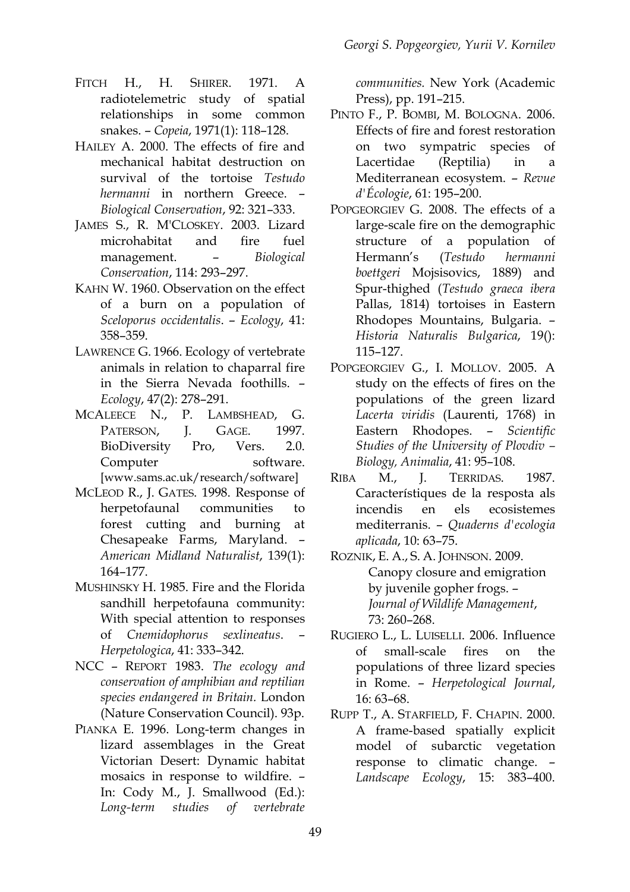FITCH H., H. SHIRER. 1971. A radiotelemetric study of spatial relationships in some common snakes. – *Copeia*, 1971(1): 118–128.

HAILEY A. 2000. The effects of fire and mechanical habitat destruction on survival of the tortoise *Testudo hermanni* in northern Greece. – *Biological Conservation*, 92: 321–333.

JAMES S., R. M'CLOSKEY. 2003. Lizard microhabitat and fire fuel management. – *Biological Conservation*, 114: 293–297.

KAHN W. 1960. Observation on the effect of a burn on a population of *Sceloporus occidentalis*. – *Ecology*, 41: 358–359.

LAWRENCE G. 1966. Ecology of vertebrate animals in relation to chaparral fire in the Sierra Nevada foothills. – *Ecology*, 47(2): 278–291.

MCALEECE N., P. LAMBSHEAD, G. PATERSON, J. GAGE. 1997. BioDiversity Pro, Vers. 2.0. Computer software. [www.sams.ac.uk/research/software]

MCLEOD R., J. GATES. 1998. Response of herpetofaunal communities to forest cutting and burning at Chesapeake Farms, Maryland. – *American Midland Naturalist*, 139(1): 164–177.

MUSHINSKY H. 1985. Fire and the Florida sandhill herpetofauna community: With special attention to responses of *Cnemidophorus sexlineatus*. – *Herpetologica*, 41: 333–342.

NCC – REPORT 1983. *The ecology and conservation of amphibian and reptilian species endangered in Britain.* London (Nature Conservation Council). 93p.

PIANKA E. 1996. Long-term changes in lizard assemblages in the Great Victorian Desert: Dynamic habitat mosaics in response to wildfire. – In: Cody M., J. Smallwood (Ed.): *Long-term studies of vertebrate communities.* New York (Academic Press), pp. 191–215.

PINTO F., P. BOMBI, M. BOLOGNA. 2006. Effects of fire and forest restoration on two sympatric species of Lacertidae (Reptilia) in a Mediterranean ecosystem. – *Revue d'Écologie*, 61: 195–200.

POPGEORGIEV G. 2008. The effects of a large-scale fire on the demographic structure of a population of Hermann's (*Testudo hermanni boettgeri* Mojsisovics, 1889) and Spur-thighed (*Testudo graeca ibera* Pallas, 1814) tortoises in Eastern Rhodopes Mountains, Bulgaria. – *Historia Naturalis Bulgarica*, 19(): 115–127.

POPGEORGIEV G., I. MOLLOV. 2005. A study on the effects of fires on the populations of the green lizard *Lacerta viridis* (Laurenti, 1768) in Eastern Rhodopes. – *Scientific Studies of the University of Plovdiv – Biology, Animalia*, 41: 95–108.

RIBA M., J. TERRIDAS. 1987. Característiques de la resposta als incendis en els ecosistemes mediterranis. – *Quaderns d'ecologia aplicada*, 10: 63–75.

ROZNIK, E. A., S. A. JOHNSON. 2009. Canopy closure and emigration by juvenile gopher frogs. – *Journal of Wildlife Management*, 73: 260–268.

RUGIERO L., L. LUISELLI. 2006. Influence of small-scale fires on the populations of three lizard species in Rome. – *Herpetological Journal*, 16: 63–68.

RUPP T., A. STARFIELD, F. CHAPIN. 2000. A frame-based spatially explicit model of subarctic vegetation response to climatic change. – *Landscape Ecology*, 15: 383–400.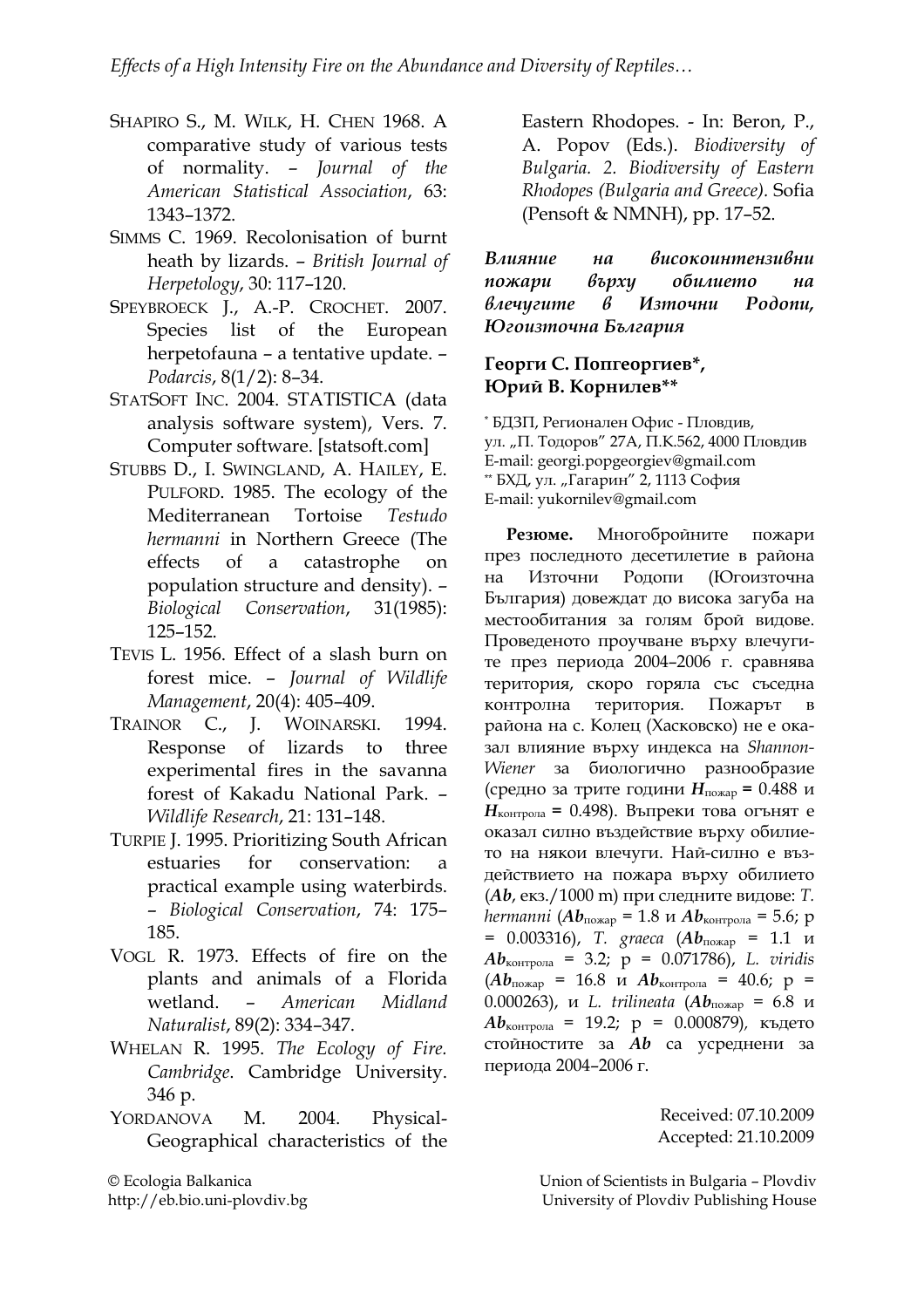SHAPIRO S., M. WILK, H. CHEN 1968. A comparative study of various tests of normality. – *Journal of the American Statistical Association*, 63: 1343–1372.

SIMMS C. 1969. Recolonisation of burnt heath by lizards. – *British Journal of Herpetology*, 30: 117–120.

SPEYBROECK J., A.-P. CROCHET. 2007. Species list of the European herpetofauna – a tentative update. – *Podarcis*, 8(1/2): 8–34.

STATSOFT INC. 2004. STATISTICA (data analysis software system), Vers. 7. Computer software. [statsoft.com]

STUBBS D., I. SWINGLAND, A. HAILEY, E. PULFORD. 1985. The ecology of the Mediterranean Tortoise *Testudo hermanni* in Northern Greece (The effects of a catastrophe on population structure and density). – *Biological Conservation*, 31(1985): 125–152.

TEVIS L. 1956. Effect of a slash burn on forest mice. – *Journal of Wildlife Management*, 20(4): 405–409.

TRAINOR C., J. WOINARSKI. 1994. Response of lizards to three experimental fires in the savanna forest of Kakadu National Park. – *Wildlife Research*, 21: 131–148.

TURPIE J. 1995. Prioritizing South African estuaries for conservation: a practical example using waterbirds. – *Biological Conservation*, 74: 175–185.

VOGL R. 1973. Effects of fire on the plants and animals of a Florida wetland. – *American Midland Naturalist*, 89(2): 334–347.

WHELAN R. 1995. *The Ecology of Fire. Cambridge*. Cambridge University. 346 p.

YORDANOVA M. 2004. Physical-Geographical characteristics of the Eastern Rhodopes. - In: Beron, P., A. Popov (Eds.). *Biodiversity of Bulgaria. 2. Biodiversity of Eastern Rhodopes (Bulgaria and Greece).* Sofia (Pensoft & NMNH), pp. 17–52.

## *Влияние на високоинтензивни пожари върху обилието на влечугите в Източни Родопи, Югоизточна България*

**Георги С. Попгеоргиев\*, Юрий В. Корнилев\*\***

\* БДЗП, Регионален Офис - Пловдив, ул. „П. Тодоров" 27А, П.К.562, 4000 Пловдив
E-mail: georgi.popgeorgiev@gmail.com
\*\* БХД, ул. „Гагарин" 2, 1113 София
E-mail: yukornilev@gmail.com

**Резюме.** Многобройните пожари през последното десетилетие в района на Източни Родопи (Югоизточна България) довеждат до висока загуба на местообитания за голям брой видове. Проведеното проучване върху влечугите през периода 2004–2006 г. сравнява територия, скоро горяла със съседна контролна територия. Пожарът в района на с. Колец (Хасковско) не е оказал влияние върху индекса на *Shannon-Wiener* за биологично разнообразие (средно за трите години $\boldsymbol{H}_{\text{пожар}} = 0.488$ и $\boldsymbol{H}_{\text{контрола}} = 0.498$). Въпреки това огънят е оказал силно въздействие върху обилието на някои влечуги. Най-силно е въздействието на пожара върху обилието (***Ab***, екз./1000 m) при следните видове: *T. hermanni* ($\boldsymbol{Ab}_{\text{пожар}} = 1.8$ и $\boldsymbol{Ab}_{\text{контрола}} = 5.6$; $p = 0.003316$), *T. graeca* ($\boldsymbol{Ab}_{\text{пожар}} = 1.1$ и $\boldsymbol{Ab}_{\text{контрола}} = 3.2$; $p = 0.071786$), *L. viridis* ($\boldsymbol{Ab}_{\text{пожар}} = 16.8$ и $\boldsymbol{Ab}_{\text{контрола}} = 40.6$; $p = 0.000263$), и *L. trilineata* ($\boldsymbol{Ab}_{\text{пожар}} = 6.8$ и $\boldsymbol{Ab}_{\text{контрола}} = 19.2$; $p = 0.000879$), където стойностите за ***Ab*** са усреднени за периода 2004–2006 г.

Received: 07.10.2009
Accepted: 21.10.2009